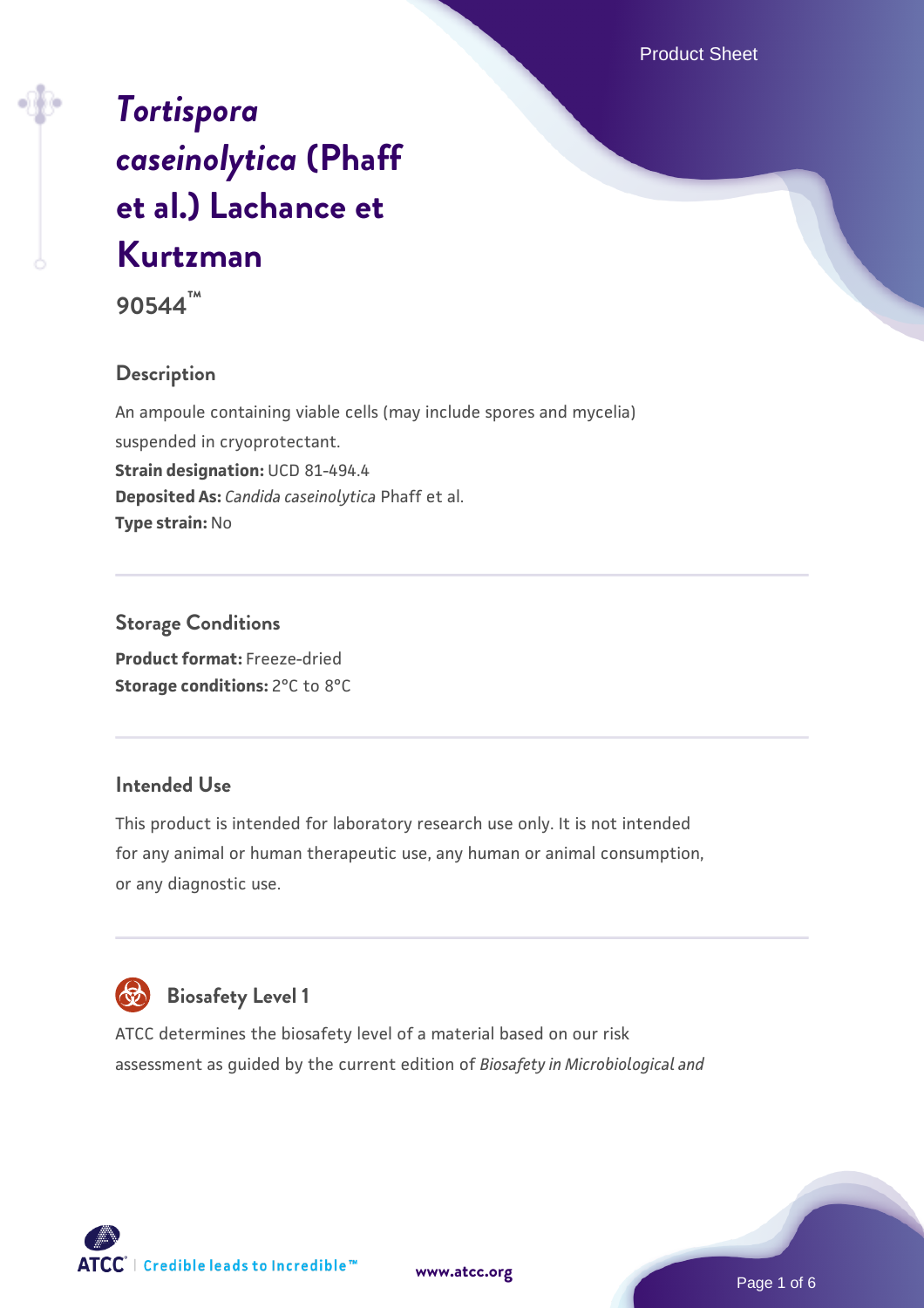# *Tortispora caseinolytica* (Phaff et al.) Lachance et Kurtzman

**90544™**

## Description

An ampoule containing viable cells (may include spores and mycelia) suspended in cryoprotectant.

**Strain designation:** UCD 81-494.4

**Deposited As:** *Candida caseinolytica* Phaff et al.

**Type strain:** No

## Storage Conditions

**Product format:** Freeze-dried

**Storage conditions:** 2°C to 8°C

## Intended Use

This product is intended for laboratory research use only. It is not intended for any animal or human therapeutic use, any human or animal consumption, or any diagnostic use.

## Biosafety Level 1

ATCC determines the biosafety level of a material based on our risk assessment as guided by the current edition of *Biosafety in Microbiological and*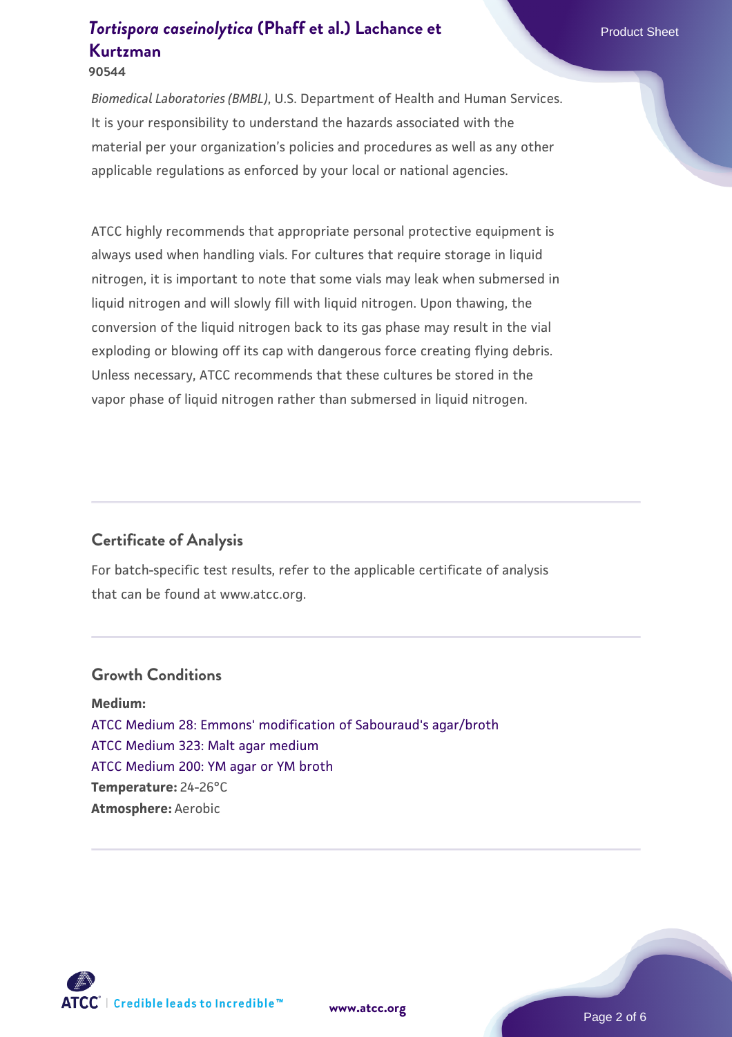*Biomedical Laboratories (BMBL)*, U.S. Department of Health and Human Services. It is your responsibility to understand the hazards associated with the material per your organization's policies and procedures as well as any other applicable regulations as enforced by your local or national agencies.

ATCC highly recommends that appropriate personal protective equipment is always used when handling vials. For cultures that require storage in liquid nitrogen, it is important to note that some vials may leak when submersed in liquid nitrogen and will slowly fill with liquid nitrogen. Upon thawing, the conversion of the liquid nitrogen back to its gas phase may result in the vial exploding or blowing off its cap with dangerous force creating flying debris. Unless necessary, ATCC recommends that these cultures be stored in the vapor phase of liquid nitrogen rather than submersed in liquid nitrogen.

## Certificate of Analysis

For batch-specific test results, refer to the applicable certificate of analysis that can be found at www.atcc.org.

## Growth Conditions

**Medium:**
ATCC Medium 28: Emmons' modification of Sabouraud's agar/broth
ATCC Medium 323: Malt agar medium
ATCC Medium 200: YM agar or YM broth
**Temperature:** 24-26°C
**Atmosphere:** Aerobic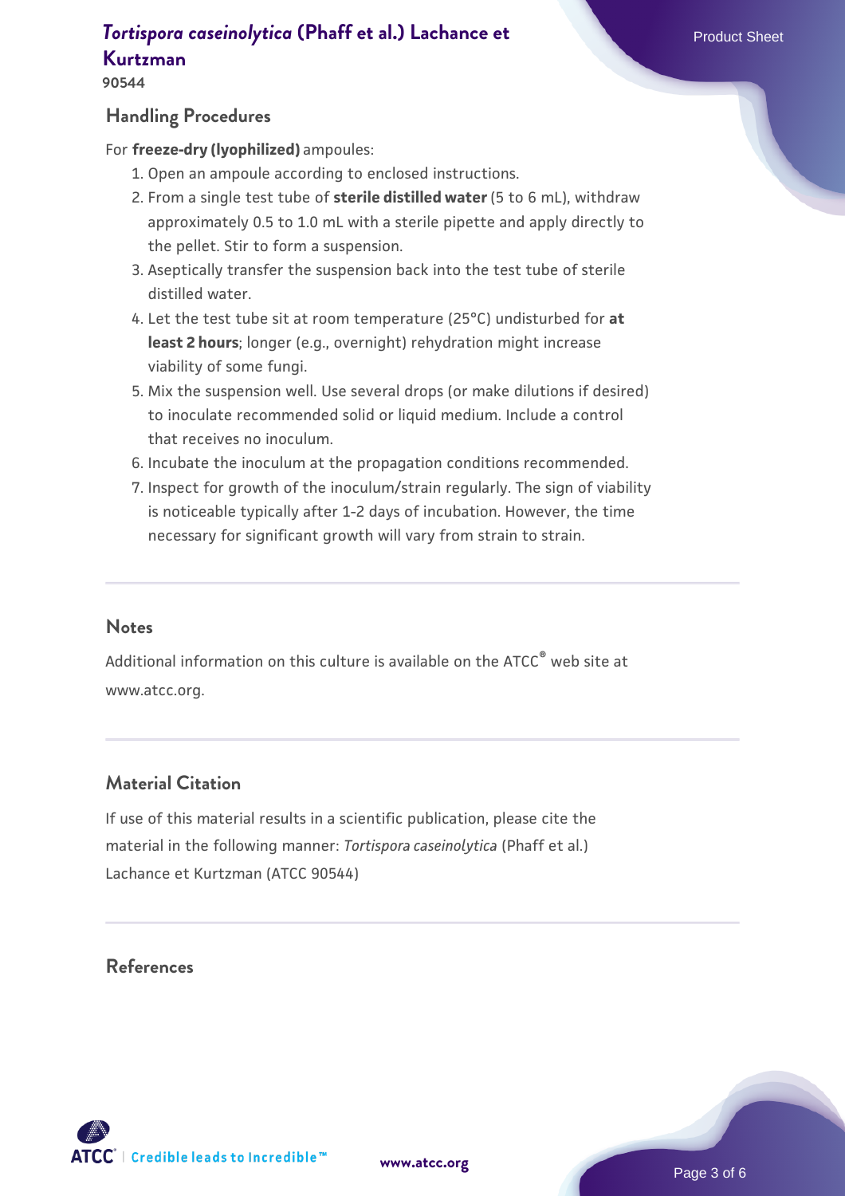## Handling Procedures

For **freeze-dry (lyophilized)** ampoules:

1. Open an ampoule according to enclosed instructions.
2. From a single test tube of **sterile distilled water** (5 to 6 mL), withdraw approximately 0.5 to 1.0 mL with a sterile pipette and apply directly to the pellet. Stir to form a suspension.
3. Aseptically transfer the suspension back into the test tube of sterile distilled water.
4. Let the test tube sit at room temperature (25°C) undisturbed for **at least 2 hours**; longer (e.g., overnight) rehydration might increase viability of some fungi.
5. Mix the suspension well. Use several drops (or make dilutions if desired) to inoculate recommended solid or liquid medium. Include a control that receives no inoculum.
6. Incubate the inoculum at the propagation conditions recommended.
7. Inspect for growth of the inoculum/strain regularly. The sign of viability is noticeable typically after 1-2 days of incubation. However, the time necessary for significant growth will vary from strain to strain.

## Notes

Additional information on this culture is available on the ATCC® web site at www.atcc.org.

## Material Citation

If use of this material results in a scientific publication, please cite the material in the following manner: *Tortispora caseinolytica* (Phaff et al.) Lachance et Kurtzman (ATCC 90544)

## References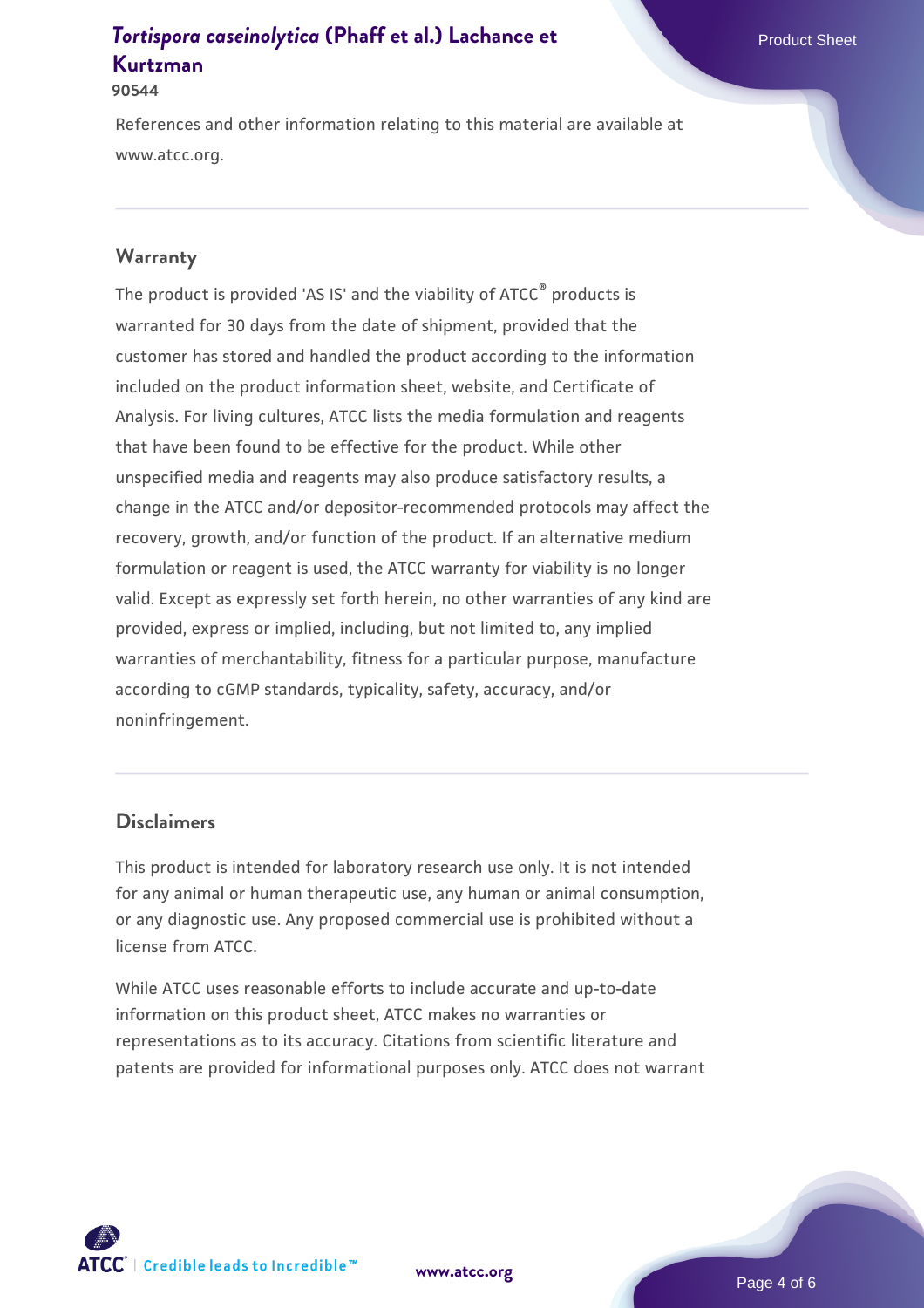References and other information relating to this material are available at www.atcc.org.

## Warranty

The product is provided 'AS IS' and the viability of ATCC® products is warranted for 30 days from the date of shipment, provided that the customer has stored and handled the product according to the information included on the product information sheet, website, and Certificate of Analysis. For living cultures, ATCC lists the media formulation and reagents that have been found to be effective for the product. While other unspecified media and reagents may also produce satisfactory results, a change in the ATCC and/or depositor-recommended protocols may affect the recovery, growth, and/or function of the product. If an alternative medium formulation or reagent is used, the ATCC warranty for viability is no longer valid. Except as expressly set forth herein, no other warranties of any kind are provided, express or implied, including, but not limited to, any implied warranties of merchantability, fitness for a particular purpose, manufacture according to cGMP standards, typicality, safety, accuracy, and/or noninfringement.

## Disclaimers

This product is intended for laboratory research use only. It is not intended for any animal or human therapeutic use, any human or animal consumption, or any diagnostic use. Any proposed commercial use is prohibited without a license from ATCC.

While ATCC uses reasonable efforts to include accurate and up-to-date information on this product sheet, ATCC makes no warranties or representations as to its accuracy. Citations from scientific literature and patents are provided for informational purposes only. ATCC does not warrant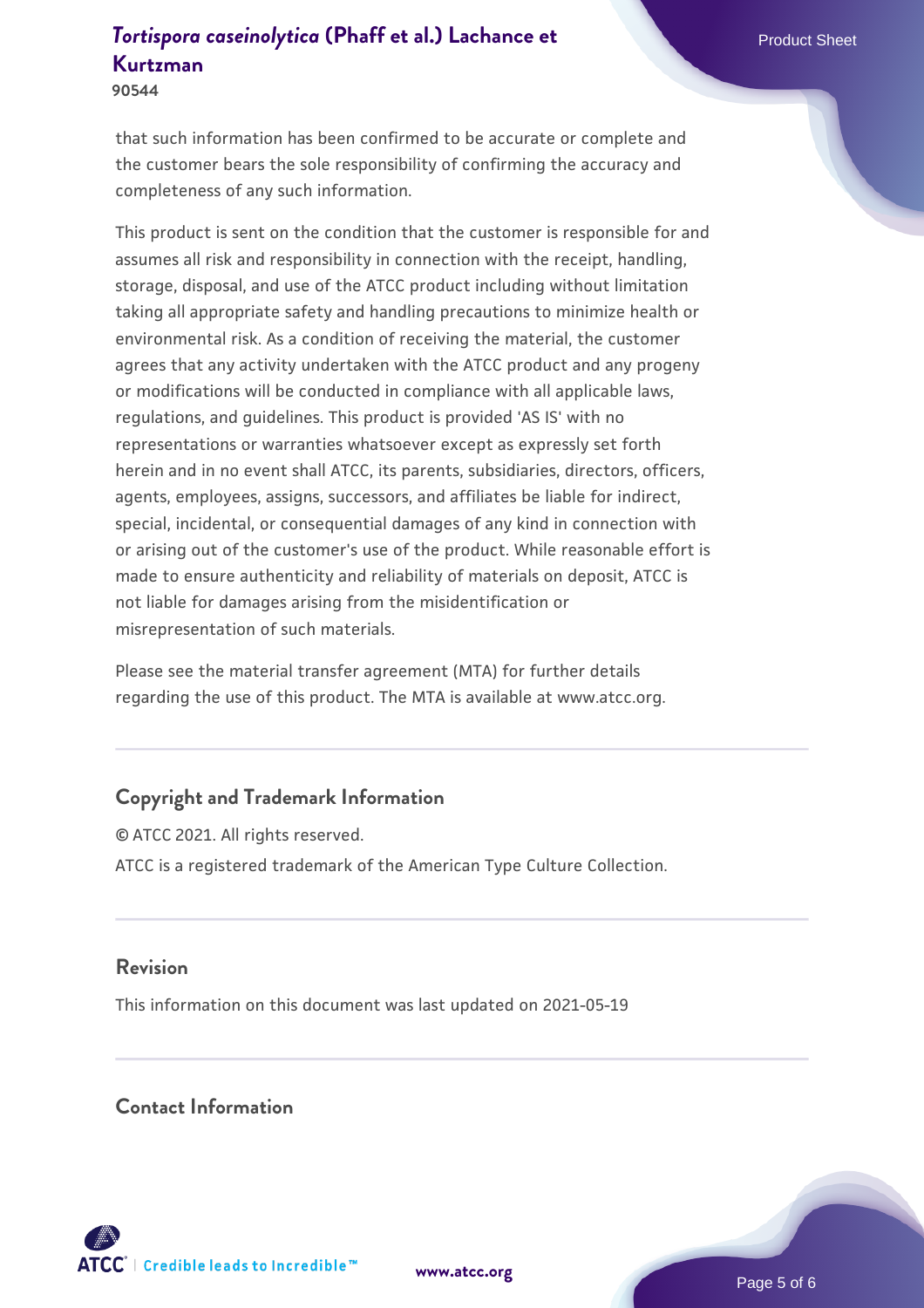that such information has been confirmed to be accurate or complete and the customer bears the sole responsibility of confirming the accuracy and completeness of any such information.

This product is sent on the condition that the customer is responsible for and assumes all risk and responsibility in connection with the receipt, handling, storage, disposal, and use of the ATCC product including without limitation taking all appropriate safety and handling precautions to minimize health or environmental risk. As a condition of receiving the material, the customer agrees that any activity undertaken with the ATCC product and any progeny or modifications will be conducted in compliance with all applicable laws, regulations, and guidelines. This product is provided 'AS IS' with no representations or warranties whatsoever except as expressly set forth herein and in no event shall ATCC, its parents, subsidiaries, directors, officers, agents, employees, assigns, successors, and affiliates be liable for indirect, special, incidental, or consequential damages of any kind in connection with or arising out of the customer's use of the product. While reasonable effort is made to ensure authenticity and reliability of materials on deposit, ATCC is not liable for damages arising from the misidentification or misrepresentation of such materials.

Please see the material transfer agreement (MTA) for further details regarding the use of this product. The MTA is available at www.atcc.org.

## Copyright and Trademark Information

© ATCC 2021. All rights reserved.

ATCC is a registered trademark of the American Type Culture Collection.

## Revision

This information on this document was last updated on 2021-05-19

## Contact Information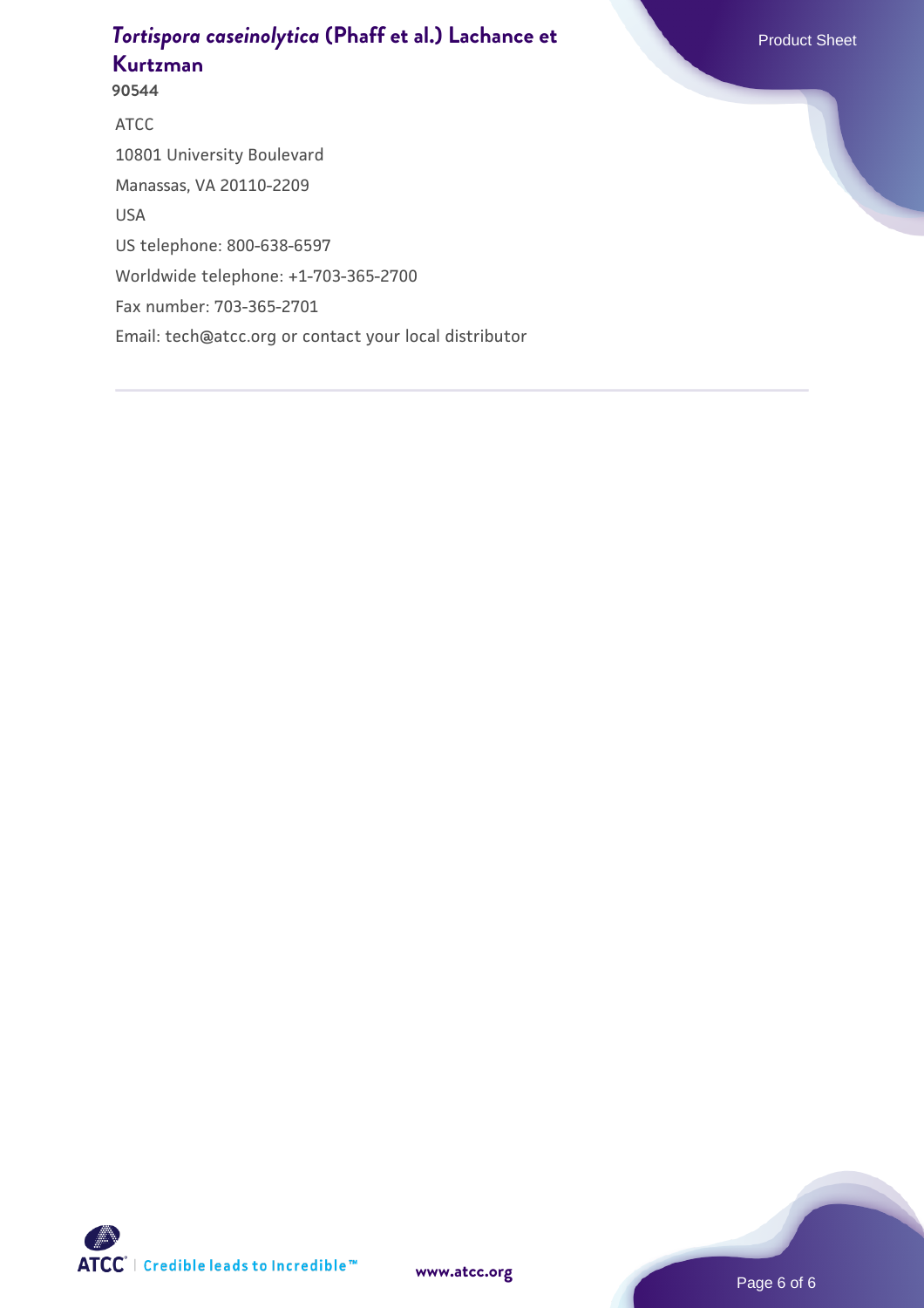ATCC

10801 University Boulevard

Manassas, VA 20110-2209

USA

US telephone: 800-638-6597

Worldwide telephone: +1-703-365-2700

Fax number: 703-365-2701

Email: tech@atcc.org or contact your local distributor